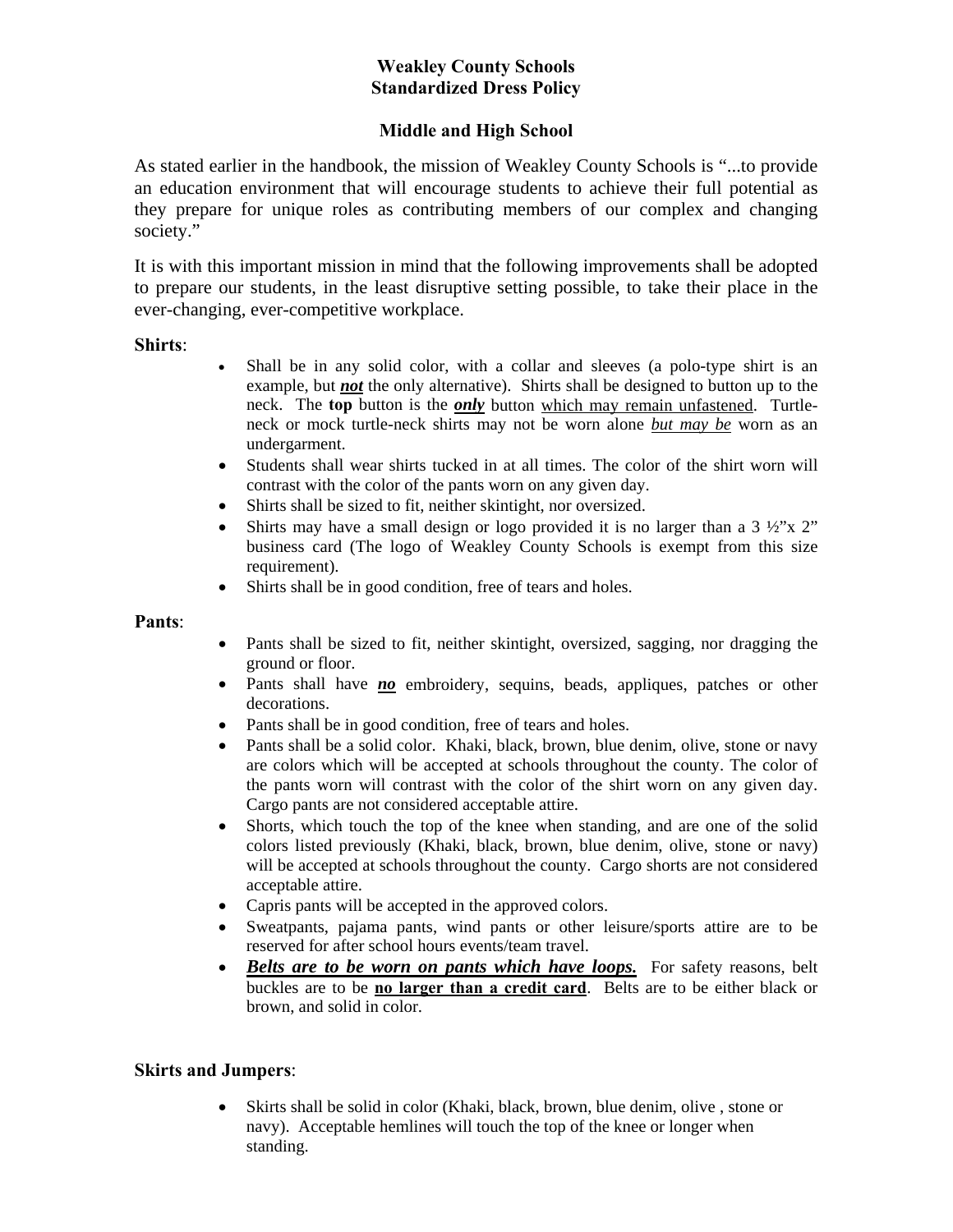# Weakley County Schools
# Standardized Dress Policy

## Middle and High School

As stated earlier in the handbook, the mission of Weakley County Schools is "...to provide an education environment that will encourage students to achieve their full potential as they prepare for unique roles as contributing members of our complex and changing society."

It is with this important mission in mind that the following improvements shall be adopted to prepare our students, in the least disruptive setting possible, to take their place in the ever-changing, ever-competitive workplace.

**Shirts**:

- Shall be in any solid color, with a collar and sleeves (a polo-type shirt is an example, but ***not*** the only alternative). Shirts shall be designed to button up to the neck. The **top** button is the ***only*** button <u>which may remain unfastened</u>. Turtle-neck or mock turtle-neck shirts may not be worn alone <u>*but may be*</u> worn as an undergarment.
- Students shall wear shirts tucked in at all times. The color of the shirt worn will contrast with the color of the pants worn on any given day.
- Shirts shall be sized to fit, neither skintight, nor oversized.
- Shirts may have a small design or logo provided it is no larger than a 3 ½"x 2" business card (The logo of Weakley County Schools is exempt from this size requirement).
- Shirts shall be in good condition, free of tears and holes.

**Pants**:

- Pants shall be sized to fit, neither skintight, oversized, sagging, nor dragging the ground or floor.
- Pants shall have ***no*** embroidery, sequins, beads, appliques, patches or other decorations.
- Pants shall be in good condition, free of tears and holes.
- Pants shall be a solid color. Khaki, black, brown, blue denim, olive, stone or navy are colors which will be accepted at schools throughout the county. The color of the pants worn will contrast with the color of the shirt worn on any given day. Cargo pants are not considered acceptable attire.
- Shorts, which touch the top of the knee when standing, and are one of the solid colors listed previously (Khaki, black, brown, blue denim, olive, stone or navy) will be accepted at schools throughout the county. Cargo shorts are not considered acceptable attire.
- Capris pants will be accepted in the approved colors.
- Sweatpants, pajama pants, wind pants or other leisure/sports attire are to be reserved for after school hours events/team travel.
- <u>***Belts are to be worn on pants which have loops.***</u> For safety reasons, belt buckles are to be <u>**no larger than a credit card**</u>. Belts are to be either black or brown, and solid in color.

**Skirts and Jumpers**:

- Skirts shall be solid in color (Khaki, black, brown, blue denim, olive , stone or navy). Acceptable hemlines will touch the top of the knee or longer when standing.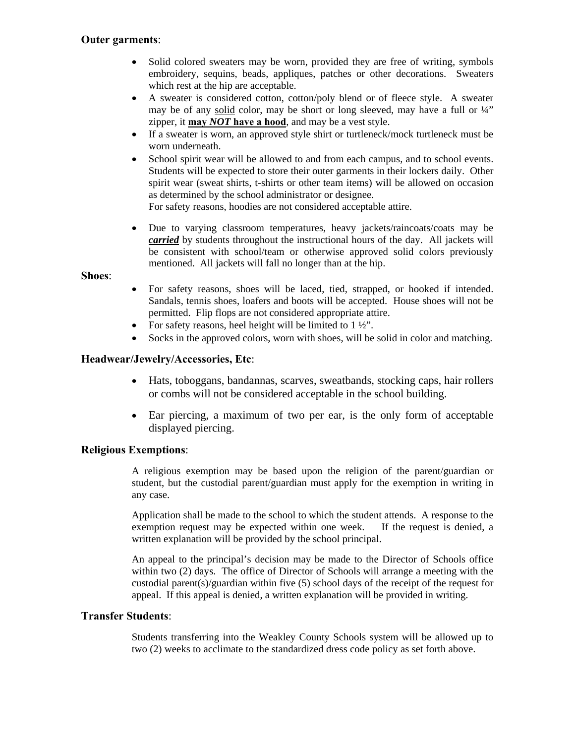**Outer garments**:

- Solid colored sweaters may be worn, provided they are free of writing, symbols embroidery, sequins, beads, appliques, patches or other decorations. Sweaters which rest at the hip are acceptable.
- A sweater is considered cotton, cotton/poly blend or of fleece style. A sweater may be of any solid color, may be short or long sleeved, may have a full or ¼" zipper, it **may *NOT* have a hood**, and may be a vest style.
- If a sweater is worn, an approved style shirt or turtleneck/mock turtleneck must be worn underneath.
- School spirit wear will be allowed to and from each campus, and to school events. Students will be expected to store their outer garments in their lockers daily. Other spirit wear (sweat shirts, t-shirts or other team items) will be allowed on occasion as determined by the school administrator or designee.
  For safety reasons, hoodies are not considered acceptable attire.
- Due to varying classroom temperatures, heavy jackets/raincoats/coats may be ***carried*** by students throughout the instructional hours of the day. All jackets will be consistent with school/team or otherwise approved solid colors previously mentioned. All jackets will fall no longer than at the hip.

**Shoes**:

- For safety reasons, shoes will be laced, tied, strapped, or hooked if intended. Sandals, tennis shoes, loafers and boots will be accepted. House shoes will not be permitted. Flip flops are not considered appropriate attire.
- For safety reasons, heel height will be limited to 1 ½".
- Socks in the approved colors, worn with shoes, will be solid in color and matching.

**Headwear/Jewelry/Accessories, Etc**:

- Hats, toboggans, bandannas, scarves, sweatbands, stocking caps, hair rollers or combs will not be considered acceptable in the school building.
- Ear piercing, a maximum of two per ear, is the only form of acceptable displayed piercing.

**Religious Exemptions**:

A religious exemption may be based upon the religion of the parent/guardian or student, but the custodial parent/guardian must apply for the exemption in writing in any case.

Application shall be made to the school to which the student attends. A response to the exemption request may be expected within one week. If the request is denied, a written explanation will be provided by the school principal.

An appeal to the principal's decision may be made to the Director of Schools office within two (2) days. The office of Director of Schools will arrange a meeting with the custodial parent(s)/guardian within five (5) school days of the receipt of the request for appeal. If this appeal is denied, a written explanation will be provided in writing.

**Transfer Students**:

Students transferring into the Weakley County Schools system will be allowed up to two (2) weeks to acclimate to the standardized dress code policy as set forth above.